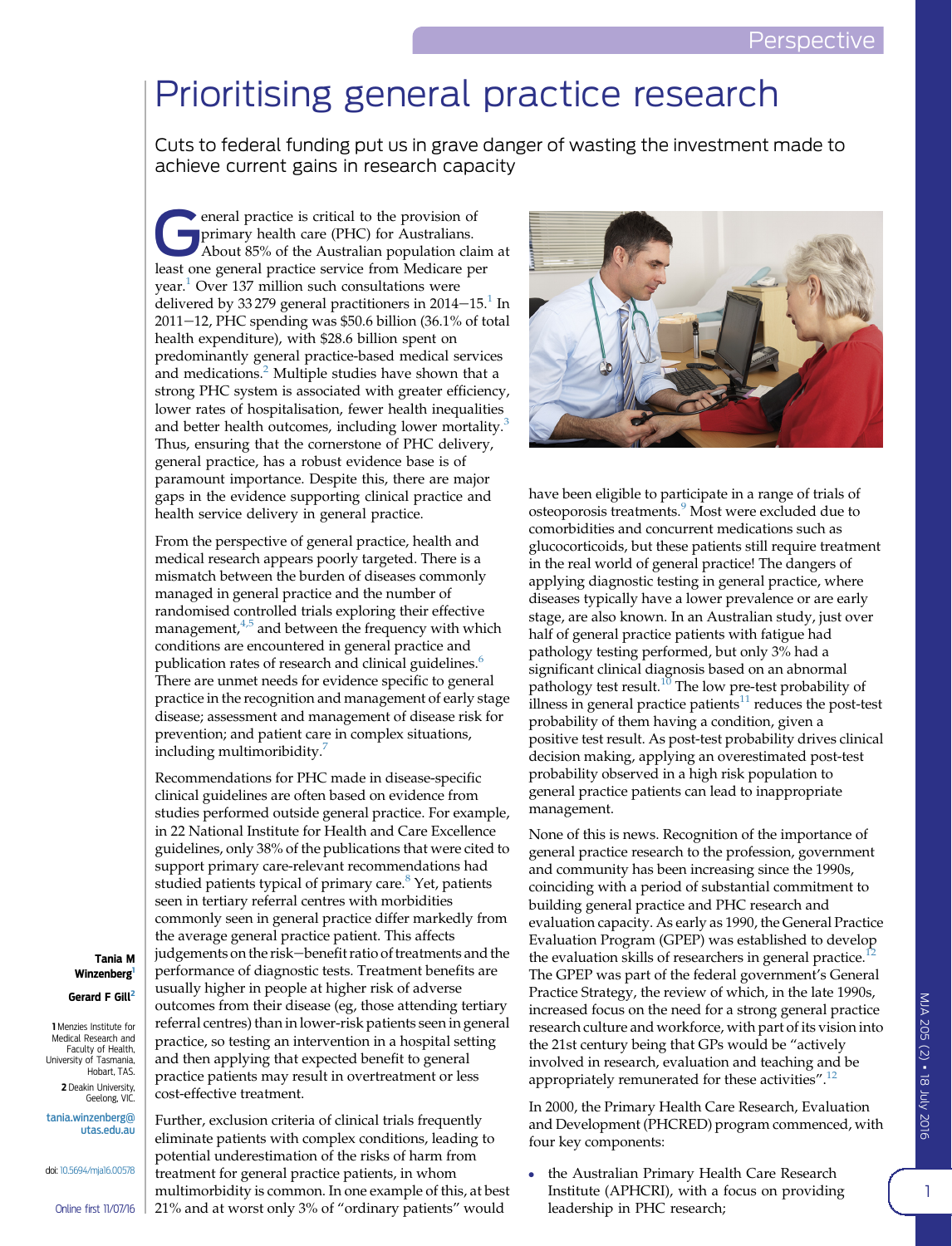Perspective

# Prioritising general practice research

Cuts to federal funding put us in grave danger of wasting the investment made to achieve current gains in research capacity

Tania M Winzenberg[1]

Gerard F Gill[2]

1 Menzies Institute for Medical Research and Faculty of Health, University of Tasmania, Hobart, TAS.

2 Deakin University, Geelong, VIC.

tania.winzenberg@utas.edu.au

doi: 10.5694/mja16.00578

Online first 11/07/16

General practice is critical to the provision of primary health care (PHC) for Australians. About 85% of the Australian population claim at least one general practice service from Medicare per year.[1] Over 137 million such consultations were delivered by 33 279 general practitioners in 2014–15.[1] In 2011–12, PHC spending was $50.6 billion (36.1% of total health expenditure), with $28.6 billion spent on predominantly general practice-based medical services and medications.[2] Multiple studies have shown that a strong PHC system is associated with greater efficiency, lower rates of hospitalisation, fewer health inequalities and better health outcomes, including lower mortality.[3] Thus, ensuring that the cornerstone of PHC delivery, general practice, has a robust evidence base is of paramount importance. Despite this, there are major gaps in the evidence supporting clinical practice and health service delivery in general practice.

From the perspective of general practice, health and medical research appears poorly targeted. There is a mismatch between the burden of diseases commonly managed in general practice and the number of randomised controlled trials exploring their effective management,[4,5] and between the frequency with which conditions are encountered in general practice and publication rates of research and clinical guidelines.[6] There are unmet needs for evidence specific to general practice in the recognition and management of early stage disease; assessment and management of disease risk for prevention; and patient care in complex situations, including multimoribidity.[7]

Recommendations for PHC made in disease-specific clinical guidelines are often based on evidence from studies performed outside general practice. For example, in 22 National Institute for Health and Care Excellence guidelines, only 38% of the publications that were cited to support primary care-relevant recommendations had studied patients typical of primary care.[8] Yet, patients seen in tertiary referral centres with morbidities commonly seen in general practice differ markedly from the average general practice patient. This affects judgements on the risk–benefit ratio of treatments and the performance of diagnostic tests. Treatment benefits are usually higher in people at higher risk of adverse outcomes from their disease (eg, those attending tertiary referral centres) than in lower-risk patients seen in general practice, so testing an intervention in a hospital setting and then applying that expected benefit to general practice patients may result in overtreatment or less cost-effective treatment.

Further, exclusion criteria of clinical trials frequently eliminate patients with complex conditions, leading to potential underestimation of the risks of harm from treatment for general practice patients, in whom multimorbidity is common. In one example of this, at best 21% and at worst only 3% of "ordinary patients" would have been eligible to participate in a range of trials of osteoporosis treatments.[9] Most were excluded due to comorbidities and concurrent medications such as glucocorticoids, but these patients still require treatment in the real world of general practice! The dangers of applying diagnostic testing in general practice, where diseases typically have a lower prevalence or are early stage, are also known. In an Australian study, just over half of general practice patients with fatigue had pathology testing performed, but only 3% had a significant clinical diagnosis based on an abnormal pathology test result.[10] The low pre-test probability of illness in general practice patients[11] reduces the post-test probability of them having a condition, given a positive test result. As post-test probability drives clinical decision making, applying an overestimated post-test probability observed in a high risk population to general practice patients can lead to inappropriate management.

None of this is news. Recognition of the importance of general practice research to the profession, government and community has been increasing since the 1990s, coinciding with a period of substantial commitment to building general practice and PHC research and evaluation capacity. As early as 1990, the General Practice Evaluation Program (GPEP) was established to develop the evaluation skills of researchers in general practice.[12] The GPEP was part of the federal government's General Practice Strategy, the review of which, in the late 1990s, increased focus on the need for a strong general practice research culture and workforce, with part of its vision into the 21st century being that GPs would be "actively involved in research, evaluation and teaching and be appropriately remunerated for these activities".[12]

In 2000, the Primary Health Care Research, Evaluation and Development (PHCRED) program commenced, with four key components:

- the Australian Primary Health Care Research Institute (APHCRI), with a focus on providing leadership in PHC research;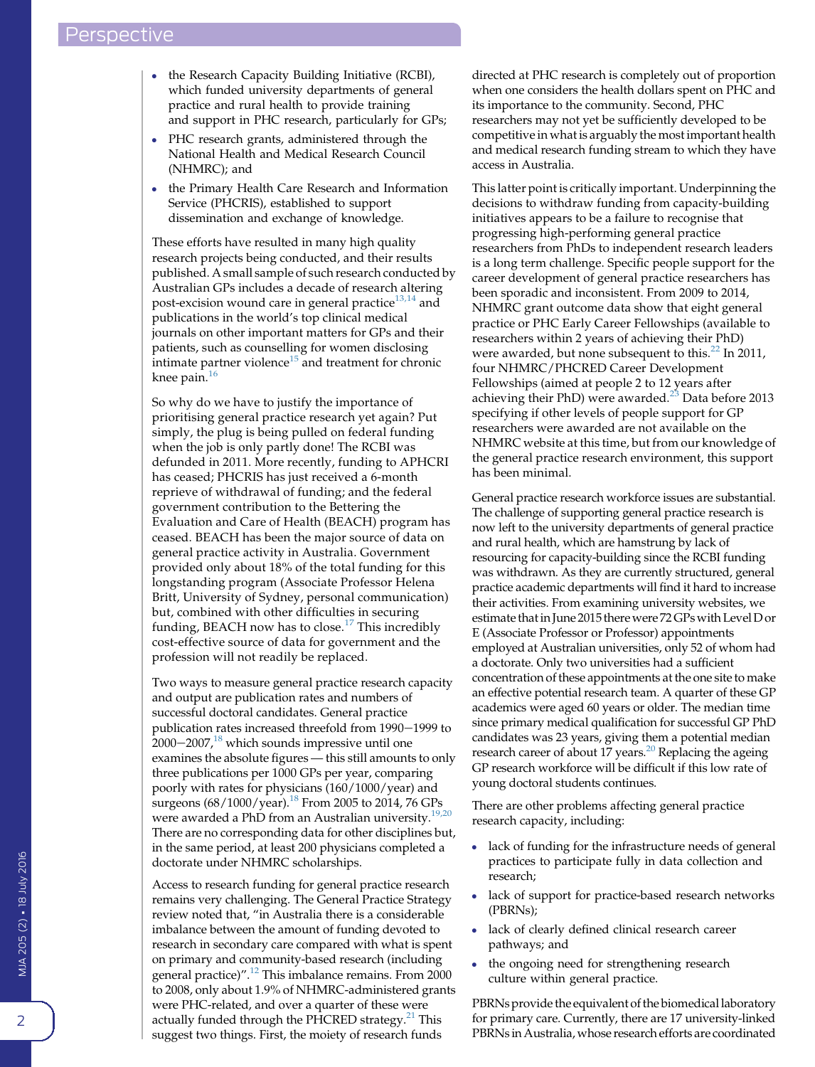- the Research Capacity Building Initiative (RCBI), which funded university departments of general practice and rural health to provide training and support in PHC research, particularly for GPs;
- PHC research grants, administered through the National Health and Medical Research Council (NHMRC); and
- the Primary Health Care Research and Information Service (PHCRIS), established to support dissemination and exchange of knowledge.

These efforts have resulted in many high quality research projects being conducted, and their results published. A small sample of such research conducted by Australian GPs includes a decade of research altering post-excision wound care in general practice[13,14] and publications in the world's top clinical medical journals on other important matters for GPs and their patients, such as counselling for women disclosing intimate partner violence[15] and treatment for chronic knee pain.[16]

So why do we have to justify the importance of prioritising general practice research yet again? Put simply, the plug is being pulled on federal funding when the job is only partly done! The RCBI was defunded in 2011. More recently, funding to APHCRI has ceased; PHCRIS has just received a 6-month reprieve of withdrawal of funding; and the federal government contribution to the Bettering the Evaluation and Care of Health (BEACH) program has ceased. BEACH has been the major source of data on general practice activity in Australia. Government provided only about 18% of the total funding for this longstanding program (Associate Professor Helena Britt, University of Sydney, personal communication) but, combined with other difficulties in securing funding, BEACH now has to close.[17] This incredibly cost-effective source of data for government and the profession will not readily be replaced.

Two ways to measure general practice research capacity and output are publication rates and numbers of successful doctoral candidates. General practice publication rates increased threefold from 1990−1999 to 2000−2007,[18] which sounds impressive until one examines the absolute figures — this still amounts to only three publications per 1000 GPs per year, comparing poorly with rates for physicians (160/1000/year) and surgeons (68/1000/year).[18] From 2005 to 2014, 76 GPs were awarded a PhD from an Australian university.[19,20] There are no corresponding data for other disciplines but, in the same period, at least 200 physicians completed a doctorate under NHMRC scholarships.

Access to research funding for general practice research remains very challenging. The General Practice Strategy review noted that, "in Australia there is a considerable imbalance between the amount of funding devoted to research in secondary care compared with what is spent on primary and community-based research (including general practice)".[12] This imbalance remains. From 2000 to 2008, only about 1.9% of NHMRC-administered grants were PHC-related, and over a quarter of these were actually funded through the PHCRED strategy.[21] This suggest two things. First, the moiety of research funds directed at PHC research is completely out of proportion when one considers the health dollars spent on PHC and its importance to the community. Second, PHC researchers may not yet be sufficiently developed to be competitive in what is arguably the most important health and medical research funding stream to which they have access in Australia.

This latter point is critically important. Underpinning the decisions to withdraw funding from capacity-building initiatives appears to be a failure to recognise that progressing high-performing general practice researchers from PhDs to independent research leaders is a long term challenge. Specific people support for the career development of general practice researchers has been sporadic and inconsistent. From 2009 to 2014, NHMRC grant outcome data show that eight general practice or PHC Early Career Fellowships (available to researchers within 2 years of achieving their PhD) were awarded, but none subsequent to this.[22] In 2011, four NHMRC/PHCRED Career Development Fellowships (aimed at people 2 to 12 years after achieving their PhD) were awarded.[23] Data before 2013 specifying if other levels of people support for GP researchers were awarded are not available on the NHMRC website at this time, but from our knowledge of the general practice research environment, this support has been minimal.

General practice research workforce issues are substantial. The challenge of supporting general practice research is now left to the university departments of general practice and rural health, which are hamstrung by lack of resourcing for capacity-building since the RCBI funding was withdrawn. As they are currently structured, general practice academic departments will find it hard to increase their activities. From examining university websites, we estimate that in June 2015 there were 72 GPs with Level D or E (Associate Professor or Professor) appointments employed at Australian universities, only 52 of whom had a doctorate. Only two universities had a sufficient concentration of these appointments at the one site to make an effective potential research team. A quarter of these GP academics were aged 60 years or older. The median time since primary medical qualification for successful GP PhD candidates was 23 years, giving them a potential median research career of about 17 years.[20] Replacing the ageing GP research workforce will be difficult if this low rate of young doctoral students continues.

There are other problems affecting general practice research capacity, including:

- lack of funding for the infrastructure needs of general practices to participate fully in data collection and research;
- lack of support for practice-based research networks (PBRNs);
- lack of clearly defined clinical research career pathways; and
- the ongoing need for strengthening research culture within general practice.

PBRNs provide the equivalent of the biomedical laboratory for primary care. Currently, there are 17 university-linked PBRNs in Australia, whose research efforts are coordinated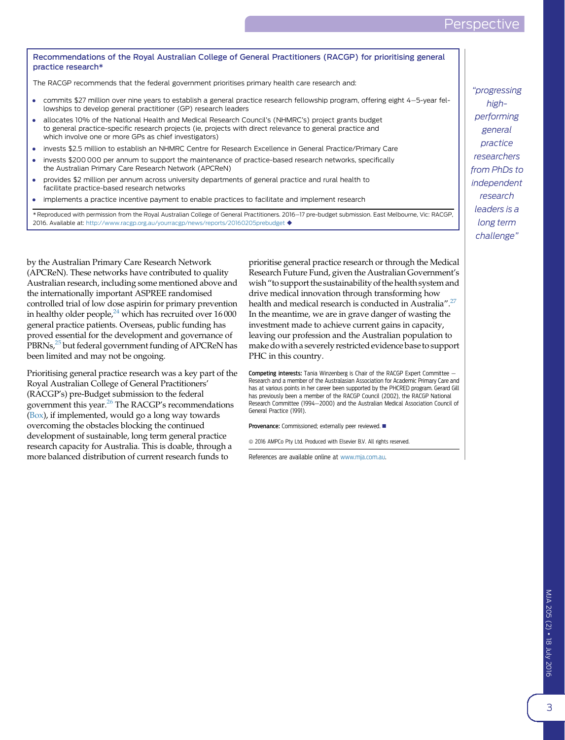**Recommendations of the Royal Australian College of General Practitioners (RACGP) for prioritising general practice research***

The RACGP recommends that the federal government prioritises primary health care research and:

- commits $27 million over nine years to establish a general practice research fellowship program, offering eight 4–5-year fellowships to develop general practitioner (GP) research leaders
- allocates 10% of the National Health and Medical Research Council's (NHMRC's) project grants budget to general practice-specific research projects (ie, projects with direct relevance to general practice and which involve one or more GPs as chief investigators)
- invests $2.5 million to establish an NHMRC Centre for Research Excellence in General Practice/Primary Care
- invests $200 000 per annum to support the maintenance of practice-based research networks, specifically the Australian Primary Care Research Network (APCReN)
- provides $2 million per annum across university departments of general practice and rural health to facilitate practice-based research networks
- implements a practice incentive payment to enable practices to facilitate and implement research

* Reproduced with permission from the Royal Australian College of General Practitioners. 2016–17 pre-budget submission. East Melbourne, Vic: RACGP, 2016. Available at: http://www.racgp.org.au/yourracgp/news/reports/20160205prebudget ◆

*"progressing high-performing general practice researchers from PhDs to independent research leaders is a long term challenge"*

by the Australian Primary Care Research Network (APCReN). These networks have contributed to quality Australian research, including some mentioned above and the internationally important ASPREE randomised controlled trial of low dose aspirin for primary prevention in healthy older people,[24] which has recruited over 16 000 general practice patients. Overseas, public funding has proved essential for the development and governance of PBRNs,[25] but federal government funding of APCReN has been limited and may not be ongoing.

Prioritising general practice research was a key part of the Royal Australian College of General Practitioners' (RACGP's) pre-Budget submission to the federal government this year.[26] The RACGP's recommendations (Box), if implemented, would go a long way towards overcoming the obstacles blocking the continued development of sustainable, long term general practice research capacity for Australia. This is doable, through a more balanced distribution of current research funds to prioritise general practice research or through the Medical Research Future Fund, given the Australian Government's wish "to support the sustainability of the health system and drive medical innovation through transforming how health and medical research is conducted in Australia".[27] In the meantime, we are in grave danger of wasting the investment made to achieve current gains in capacity, leaving our profession and the Australian population to make do with a severely restricted evidence base to support PHC in this country.

**Competing interests:** Tania Winzenberg is Chair of the RACGP Expert Committee — Research and a member of the Australasian Association for Academic Primary Care and has at various points in her career been supported by the PHCRED program. Gerard Gill has previously been a member of the RACGP Council (2002), the RACGP National Research Committee (1994–2000) and the Australian Medical Association Council of General Practice (1991).

**Provenance:** Commissioned; externally peer reviewed. ■

© 2016 AMPCo Pty Ltd. Produced with Elsevier B.V. All rights reserved.

References are available online at www.mja.com.au.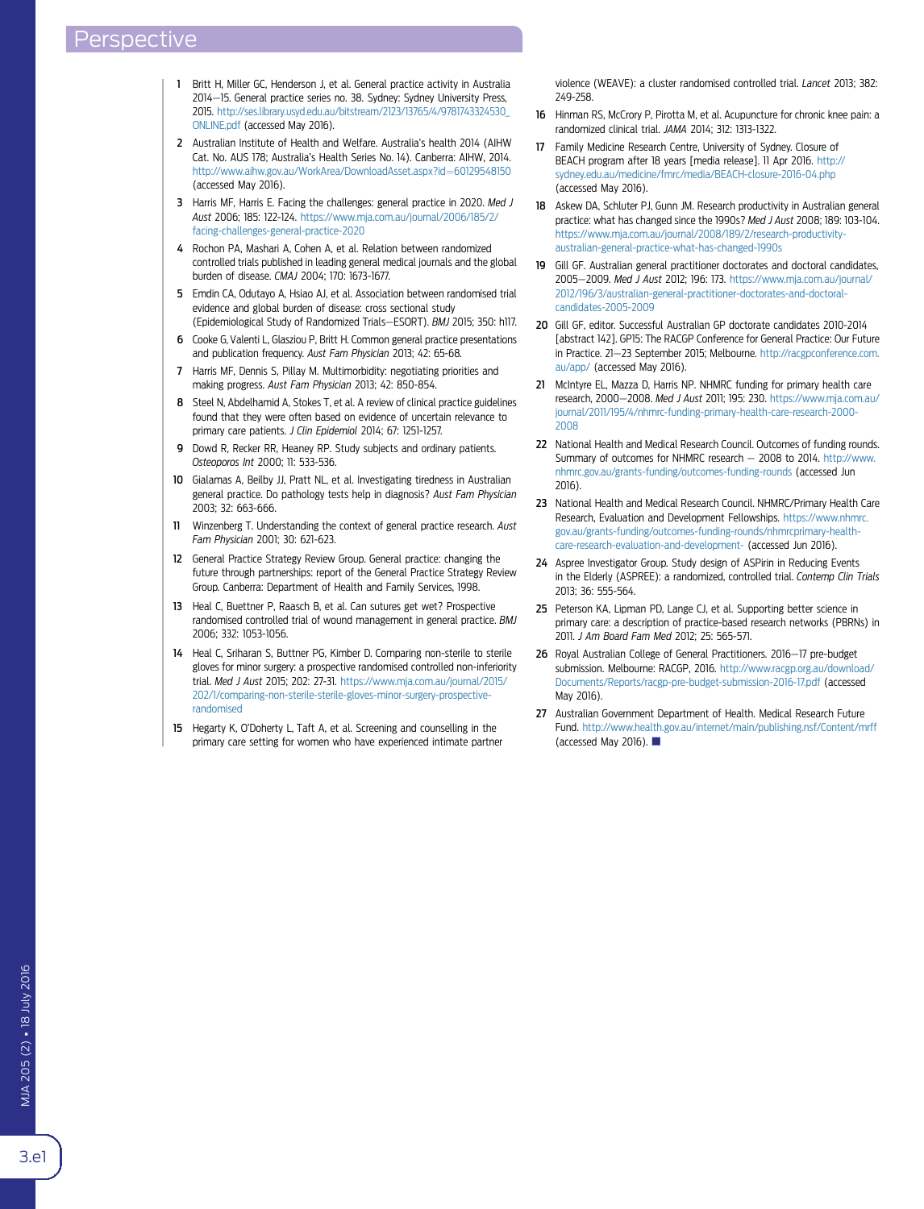1. Britt H, Miller GC, Henderson J, et al. General practice activity in Australia 2014–15. General practice series no. 38. Sydney: Sydney University Press, 2015. http://ses.library.usyd.edu.au/bitstream/2123/13765/4/9781743324530_ONLINE.pdf (accessed May 2016).
2. Australian Institute of Health and Welfare. Australia's health 2014 (AIHW Cat. No. AUS 178; Australia's Health Series No. 14). Canberra: AIHW, 2014. http://www.aihw.gov.au/WorkArea/DownloadAsset.aspx?id=60129548150 (accessed May 2016).
3. Harris MF, Harris E. Facing the challenges: general practice in 2020. *Med J Aust* 2006; 185: 122-124. https://www.mja.com.au/journal/2006/185/2/facing-challenges-general-practice-2020
4. Rochon PA, Mashari A, Cohen A, et al. Relation between randomized controlled trials published in leading general medical journals and the global burden of disease. *CMAJ* 2004; 170: 1673-1677.
5. Emdin CA, Odutayo A, Hsiao AJ, et al. Association between randomised trial evidence and global burden of disease: cross sectional study (Epidemiological Study of Randomized Trials—ESORT). *BMJ* 2015; 350: h117.
6. Cooke G, Valenti L, Glasziou P, Britt H. Common general practice presentations and publication frequency. *Aust Fam Physician* 2013; 42: 65-68.
7. Harris MF, Dennis S, Pillay M. Multimorbidity: negotiating priorities and making progress. *Aust Fam Physician* 2013; 42: 850-854.
8. Steel N, Abdelhamid A, Stokes T, et al. A review of clinical practice guidelines found that they were often based on evidence of uncertain relevance to primary care patients. *J Clin Epidemiol* 2014; 67: 1251-1257.
9. Dowd R, Recker RR, Heaney RP. Study subjects and ordinary patients. *Osteoporos Int* 2000; 11: 533-536.
10. Gialamas A, Beilby JJ, Pratt NL, et al. Investigating tiredness in Australian general practice. Do pathology tests help in diagnosis? *Aust Fam Physician* 2003; 32: 663-666.
11. Winzenberg T. Understanding the context of general practice research. *Aust Fam Physician* 2001; 30: 621-623.
12. General Practice Strategy Review Group. General practice: changing the future through partnerships: report of the General Practice Strategy Review Group. Canberra: Department of Health and Family Services, 1998.
13. Heal C, Buettner P, Raasch B, et al. Can sutures get wet? Prospective randomised controlled trial of wound management in general practice. *BMJ* 2006; 332: 1053-1056.
14. Heal C, Sriharan S, Buttner PG, Kimber D. Comparing non-sterile to sterile gloves for minor surgery: a prospective randomised controlled non-inferiority trial. *Med J Aust* 2015; 202: 27-31. https://www.mja.com.au/journal/2015/202/1/comparing-non-sterile-sterile-gloves-minor-surgery-prospective-randomised
15. Hegarty K, O'Doherty L, Taft A, et al. Screening and counselling in the primary care setting for women who have experienced intimate partner violence (WEAVE): a cluster randomised controlled trial. *Lancet* 2013; 382: 249-258.
16. Hinman RS, McCrory P, Pirotta M, et al. Acupuncture for chronic knee pain: a randomized clinical trial. *JAMA* 2014; 312: 1313-1322.
17. Family Medicine Research Centre, University of Sydney. Closure of BEACH program after 18 years [media release]. 11 Apr 2016. http://sydney.edu.au/medicine/fmrc/media/BEACH-closure-2016-04.php (accessed May 2016).
18. Askew DA, Schluter PJ, Gunn JM. Research productivity in Australian general practice: what has changed since the 1990s? *Med J Aust* 2008; 189: 103-104. https://www.mja.com.au/journal/2008/189/2/research-productivity-australian-general-practice-what-has-changed-1990s
19. Gill GF. Australian general practitioner doctorates and doctoral candidates, 2005–2009. *Med J Aust* 2012; 196: 173. https://www.mja.com.au/journal/2012/196/3/australian-general-practitioner-doctorates-and-doctoral-candidates-2005-2009
20. Gill GF, editor. Successful Australian GP doctorate candidates 2010-2014 [abstract 142]. GP15: The RACGP Conference for General Practice: Our Future in Practice. 21–23 September 2015; Melbourne. http://racgpconference.com.au/app/ (accessed May 2016).
21. McIntyre EL, Mazza D, Harris NP. NHMRC funding for primary health care research, 2000–2008. *Med J Aust* 2011; 195: 230. https://www.mja.com.au/journal/2011/195/4/nhmrc-funding-primary-health-care-research-2000-2008
22. National Health and Medical Research Council. Outcomes of funding rounds. Summary of outcomes for NHMRC research — 2008 to 2014. http://www.nhmrc.gov.au/grants-funding/outcomes-funding-rounds (accessed Jun 2016).
23. National Health and Medical Research Council. NHMRC/Primary Health Care Research, Evaluation and Development Fellowships. https://www.nhmrc.gov.au/grants-funding/outcomes-funding-rounds/nhmrcprimary-health-care-research-evaluation-and-development- (accessed Jun 2016).
24. Aspree Investigator Group. Study design of ASPirin in Reducing Events in the Elderly (ASPREE): a randomized, controlled trial. *Contemp Clin Trials* 2013; 36: 555-564.
25. Peterson KA, Lipman PD, Lange CJ, et al. Supporting better science in primary care: a description of practice-based research networks (PBRNs) in 2011. *J Am Board Fam Med* 2012; 25: 565-571.
26. Royal Australian College of General Practitioners. 2016–17 pre-budget submission. Melbourne: RACGP, 2016. http://www.racgp.org.au/download/Documents/Reports/racgp-pre-budget-submission-2016-17.pdf (accessed May 2016).
27. Australian Government Department of Health. Medical Research Future Fund. http://www.health.gov.au/internet/main/publishing.nsf/Content/mrff (accessed May 2016). ■